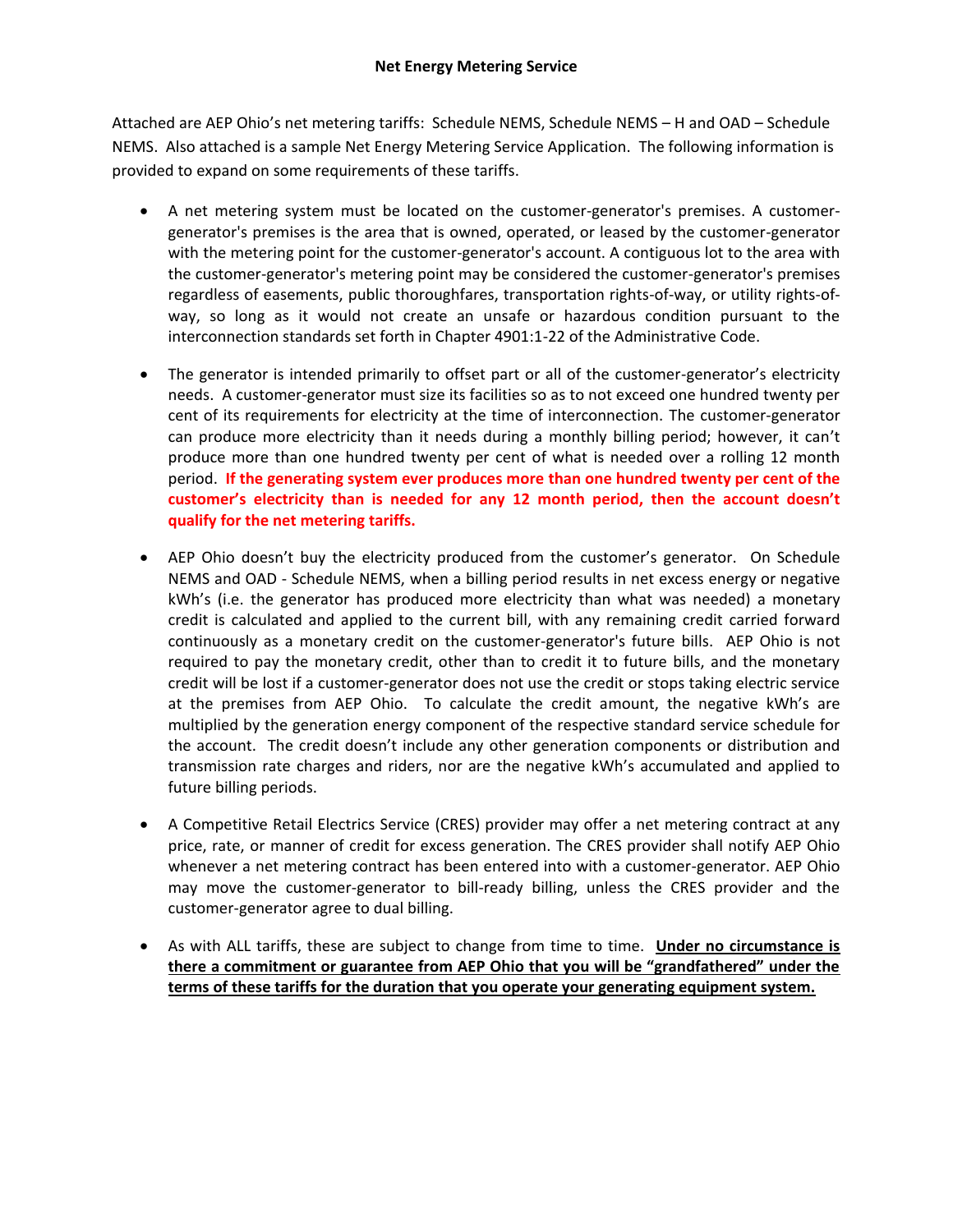# Net Energy Metering Service

Attached are AEP Ohio's net metering tariffs: Schedule NEMS, Schedule NEMS – H and OAD – Schedule NEMS. Also attached is a sample Net Energy Metering Service Application. The following information is provided to expand on some requirements of these tariffs.

- A net metering system must be located on the customer-generator's premises. A customer-generator's premises is the area that is owned, operated, or leased by the customer-generator with the metering point for the customer-generator's account. A contiguous lot to the area with the customer-generator's metering point may be considered the customer-generator's premises regardless of easements, public thoroughfares, transportation rights-of-way, or utility rights-of-way, so long as it would not create an unsafe or hazardous condition pursuant to the interconnection standards set forth in Chapter 4901:1-22 of the Administrative Code.

- The generator is intended primarily to offset part or all of the customer-generator's electricity needs. A customer-generator must size its facilities so as to not exceed one hundred twenty per cent of its requirements for electricity at the time of interconnection. The customer-generator can produce more electricity than it needs during a monthly billing period; however, it can't produce more than one hundred twenty per cent of what is needed over a rolling 12 month period. **If the generating system ever produces more than one hundred twenty per cent of the customer's electricity than is needed for any 12 month period, then the account doesn't qualify for the net metering tariffs.**

- AEP Ohio doesn't buy the electricity produced from the customer's generator. On Schedule NEMS and OAD - Schedule NEMS, when a billing period results in net excess energy or negative kWh's (i.e. the generator has produced more electricity than what was needed) a monetary credit is calculated and applied to the current bill, with any remaining credit carried forward continuously as a monetary credit on the customer-generator's future bills. AEP Ohio is not required to pay the monetary credit, other than to credit it to future bills, and the monetary credit will be lost if a customer-generator does not use the credit or stops taking electric service at the premises from AEP Ohio. To calculate the credit amount, the negative kWh's are multiplied by the generation energy component of the respective standard service schedule for the account. The credit doesn't include any other generation components or distribution and transmission rate charges and riders, nor are the negative kWh's accumulated and applied to future billing periods.

- A Competitive Retail Electrics Service (CRES) provider may offer a net metering contract at any price, rate, or manner of credit for excess generation. The CRES provider shall notify AEP Ohio whenever a net metering contract has been entered into with a customer-generator. AEP Ohio may move the customer-generator to bill-ready billing, unless the CRES provider and the customer-generator agree to dual billing.

- As with ALL tariffs, these are subject to change from time to time. **Under no circumstance is there a commitment or guarantee from AEP Ohio that you will be "grandfathered" under the terms of these tariffs for the duration that you operate your generating equipment system.**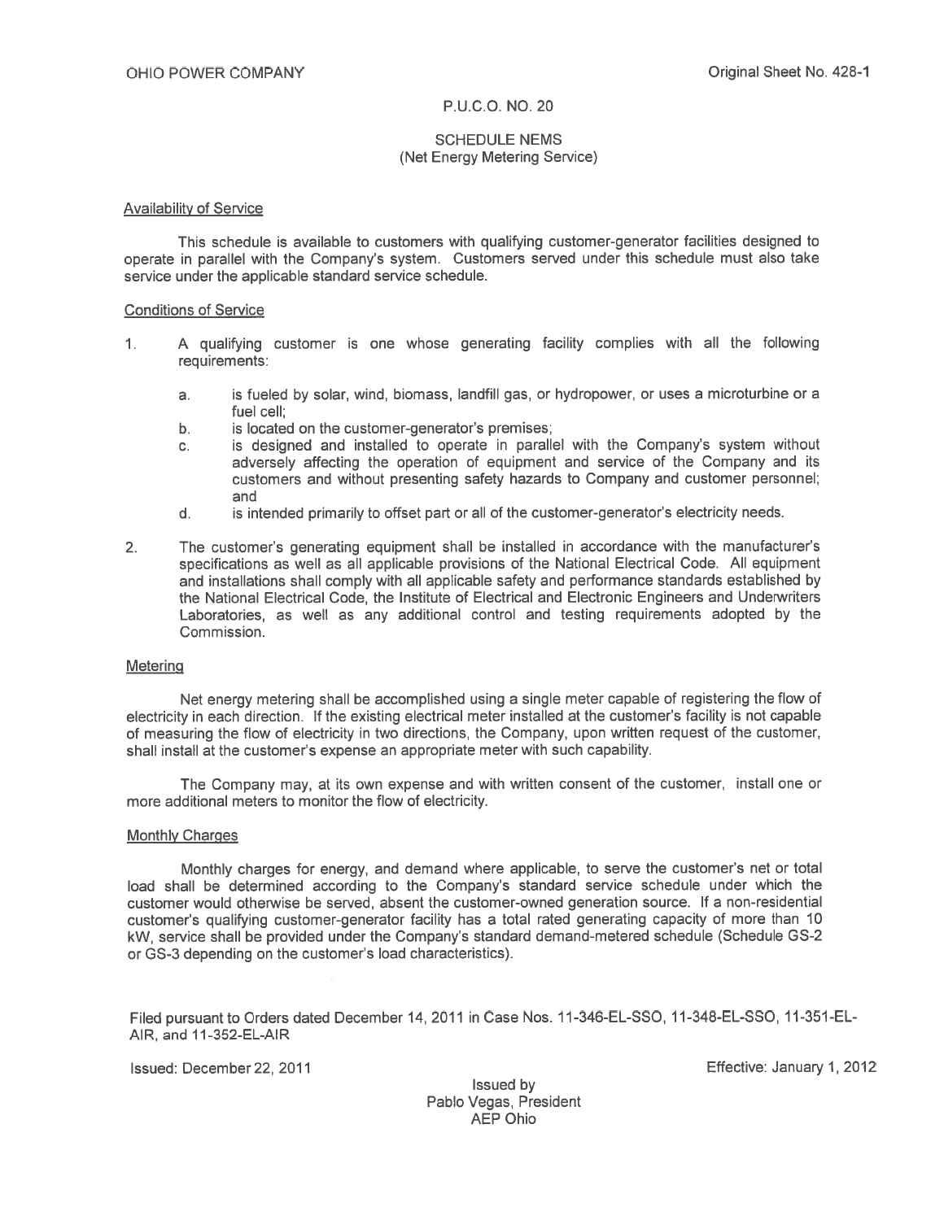OHIO POWER COMPANY

Original Sheet No. 428-1

P.U.C.O. NO. 20

SCHEDULE NEMS
(Net Energy Metering Service)

Availability of Service

This schedule is available to customers with qualifying customer-generator facilities designed to operate in parallel with the Company's system. Customers served under this schedule must also take service under the applicable standard service schedule.

Conditions of Service

1. A qualifying customer is one whose generating facility complies with all the following requirements:

   a. is fueled by solar, wind, biomass, landfill gas, or hydropower, or uses a microturbine or a fuel cell;
   b. is located on the customer-generator's premises;
   c. is designed and installed to operate in parallel with the Company's system without adversely affecting the operation of equipment and service of the Company and its customers and without presenting safety hazards to Company and customer personnel; and
   d. is intended primarily to offset part or all of the customer-generator's electricity needs.

2. The customer's generating equipment shall be installed in accordance with the manufacturer's specifications as well as all applicable provisions of the National Electrical Code. All equipment and installations shall comply with all applicable safety and performance standards established by the National Electrical Code, the Institute of Electrical and Electronic Engineers and Underwriters Laboratories, as well as any additional control and testing requirements adopted by the Commission.

Metering

Net energy metering shall be accomplished using a single meter capable of registering the flow of electricity in each direction. If the existing electrical meter installed at the customer's facility is not capable of measuring the flow of electricity in two directions, the Company, upon written request of the customer, shall install at the customer's expense an appropriate meter with such capability.

The Company may, at its own expense and with written consent of the customer, install one or more additional meters to monitor the flow of electricity.

Monthly Charges

Monthly charges for energy, and demand where applicable, to serve the customer's net or total load shall be determined according to the Company's standard service schedule under which the customer would otherwise be served, absent the customer-owned generation source. If a non-residential customer's qualifying customer-generator facility has a total rated generating capacity of more than 10 kW, service shall be provided under the Company's standard demand-metered schedule (Schedule GS-2 or GS-3 depending on the customer's load characteristics).

Filed pursuant to Orders dated December 14, 2011 in Case Nos. 11-346-EL-SSO, 11-348-EL-SSO, 11-351-EL-AIR, and 11-352-EL-AIR

Issued: December 22, 2011

Effective: January 1, 2012

Issued by
Pablo Vegas, President
AEP Ohio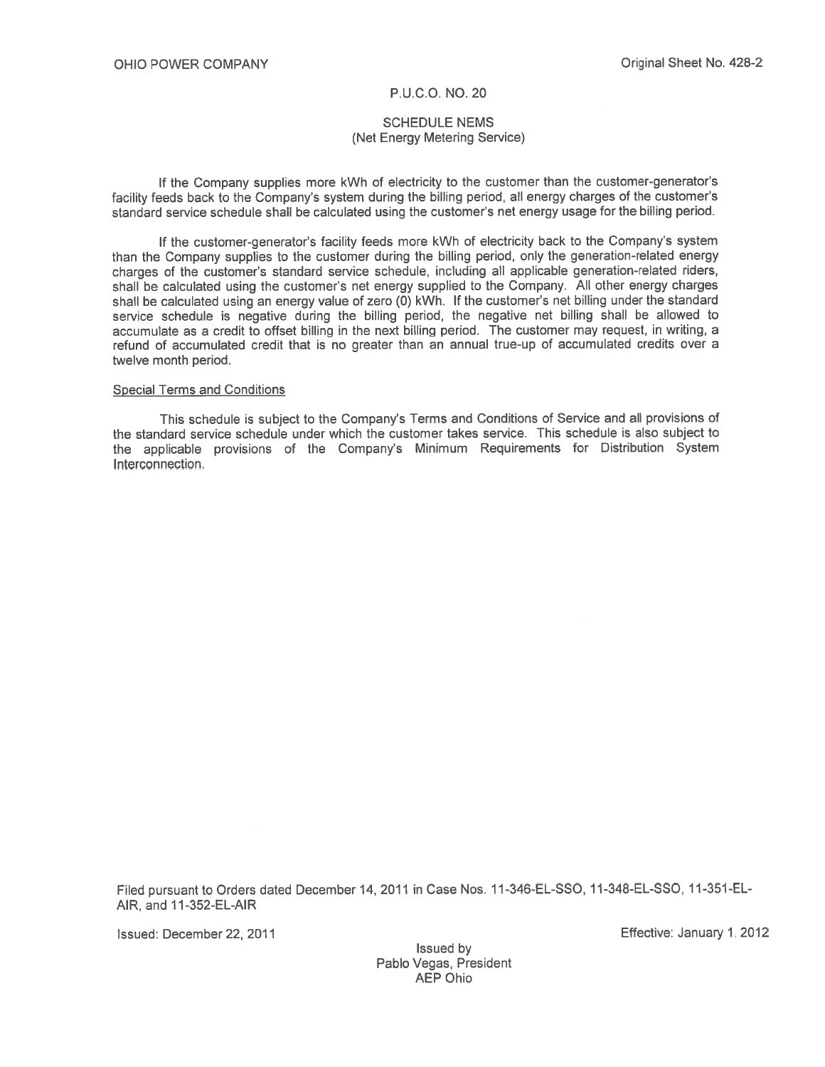# SCHEDULE NEMS
## (Net Energy Metering Service)

If the Company supplies more kWh of electricity to the customer than the customer-generator's facility feeds back to the Company's system during the billing period, all energy charges of the customer's standard service schedule shall be calculated using the customer's net energy usage for the billing period.

If the customer-generator's facility feeds more kWh of electricity back to the Company's system than the Company supplies to the customer during the billing period, only the generation-related energy charges of the customer's standard service schedule, including all applicable generation-related riders, shall be calculated using the customer's net energy supplied to the Company. All other energy charges shall be calculated using an energy value of zero (0) kWh. If the customer's net billing under the standard service schedule is negative during the billing period, the negative net billing shall be allowed to accumulate as a credit to offset billing in the next billing period. The customer may request, in writing, a refund of accumulated credit that is no greater than an annual true-up of accumulated credits over a twelve month period.

### Special Terms and Conditions

This schedule is subject to the Company's Terms and Conditions of Service and all provisions of the standard service schedule under which the customer takes service. This schedule is also subject to the applicable provisions of the Company's Minimum Requirements for Distribution System Interconnection.

Filed pursuant to Orders dated December 14, 2011 in Case Nos. 11-346-EL-SSO, 11-348-EL-SSO, 11-351-EL-AIR, and 11-352-EL-AIR

Issued: December 22, 2011

Effective: January 1, 2012

Issued by
Pablo Vegas, President
AEP Ohio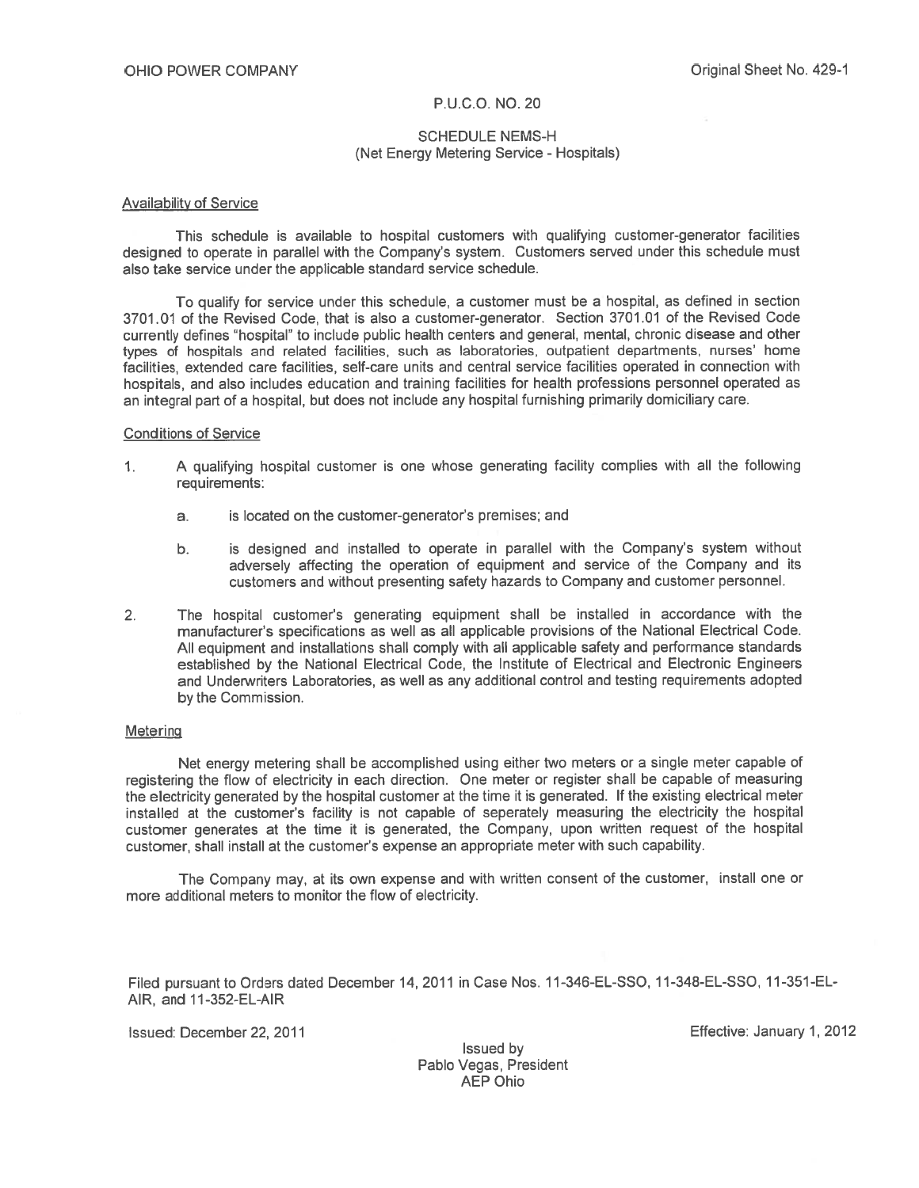OHIO POWER COMPANY

Original Sheet No. 429-1

P.U.C.O. NO. 20

## SCHEDULE NEMS-H
## (Net Energy Metering Service - Hospitals)

### Availability of Service

This schedule is available to hospital customers with qualifying customer-generator facilities designed to operate in parallel with the Company's system. Customers served under this schedule must also take service under the applicable standard service schedule.

To qualify for service under this schedule, a customer must be a hospital, as defined in section 3701.01 of the Revised Code, that is also a customer-generator. Section 3701.01 of the Revised Code currently defines "hospital" to include public health centers and general, mental, chronic disease and other types of hospitals and related facilities, such as laboratories, outpatient departments, nurses' home facilities, extended care facilities, self-care units and central service facilities operated in connection with hospitals, and also includes education and training facilities for health professions personnel operated as an integral part of a hospital, but does not include any hospital furnishing primarily domiciliary care.

### Conditions of Service

1. A qualifying hospital customer is one whose generating facility complies with all the following requirements:

   a. is located on the customer-generator's premises; and

   b. is designed and installed to operate in parallel with the Company's system without adversely affecting the operation of equipment and service of the Company and its customers and without presenting safety hazards to Company and customer personnel.

2. The hospital customer's generating equipment shall be installed in accordance with the manufacturer's specifications as well as all applicable provisions of the National Electrical Code. All equipment and installations shall comply with all applicable safety and performance standards established by the National Electrical Code, the Institute of Electrical and Electronic Engineers and Underwriters Laboratories, as well as any additional control and testing requirements adopted by the Commission.

### Metering

Net energy metering shall be accomplished using either two meters or a single meter capable of registering the flow of electricity in each direction. One meter or register shall be capable of measuring the electricity generated by the hospital customer at the time it is generated. If the existing electrical meter installed at the customer's facility is not capable of seperately measuring the electricity the hospital customer generates at the time it is generated, the Company, upon written request of the hospital customer, shall install at the customer's expense an appropriate meter with such capability.

The Company may, at its own expense and with written consent of the customer, install one or more additional meters to monitor the flow of electricity.

Filed pursuant to Orders dated December 14, 2011 in Case Nos. 11-346-EL-SSO, 11-348-EL-SSO, 11-351-EL-AIR, and 11-352-EL-AIR

Issued: December 22, 2011

Effective: January 1, 2012

Issued by
Pablo Vegas, President
AEP Ohio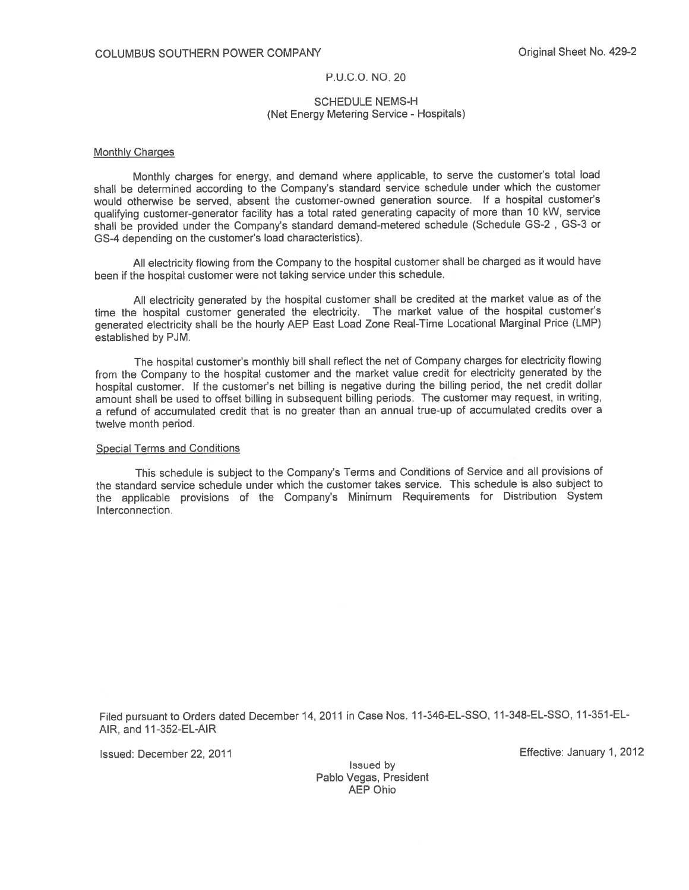COLUMBUS SOUTHERN POWER COMPANY

Original Sheet No. 429-2

P.U.C.O. NO. 20

# SCHEDULE NEMS-H
## (Net Energy Metering Service - Hospitals)

Monthly Charges

Monthly charges for energy, and demand where applicable, to serve the customer's total load shall be determined according to the Company's standard service schedule under which the customer would otherwise be served, absent the customer-owned generation source. If a hospital customer's qualifying customer-generator facility has a total rated generating capacity of more than 10 kW, service shall be provided under the Company's standard demand-metered schedule (Schedule GS-2 , GS-3 or GS-4 depending on the customer's load characteristics).

All electricity flowing from the Company to the hospital customer shall be charged as it would have been if the hospital customer were not taking service under this schedule.

All electricity generated by the hospital customer shall be credited at the market value as of the time the hospital customer generated the electricity. The market value of the hospital customer's generated electricity shall be the hourly AEP East Load Zone Real-Time Locational Marginal Price (LMP) established by PJM.

The hospital customer's monthly bill shall reflect the net of Company charges for electricity flowing from the Company to the hospital customer and the market value credit for electricity generated by the hospital customer. If the customer's net billing is negative during the billing period, the net credit dollar amount shall be used to offset billing in subsequent billing periods. The customer may request, in writing, a refund of accumulated credit that is no greater than an annual true-up of accumulated credits over a twelve month period.

Special Terms and Conditions

This schedule is subject to the Company's Terms and Conditions of Service and all provisions of the standard service schedule under which the customer takes service. This schedule is also subject to the applicable provisions of the Company's Minimum Requirements for Distribution System Interconnection.

Filed pursuant to Orders dated December 14, 2011 in Case Nos. 11-346-EL-SSO, 11-348-EL-SSO, 11-351-EL-AIR, and 11-352-EL-AIR

Issued: December 22, 2011

Effective: January 1, 2012

Issued by
Pablo Vegas, President
AEP Ohio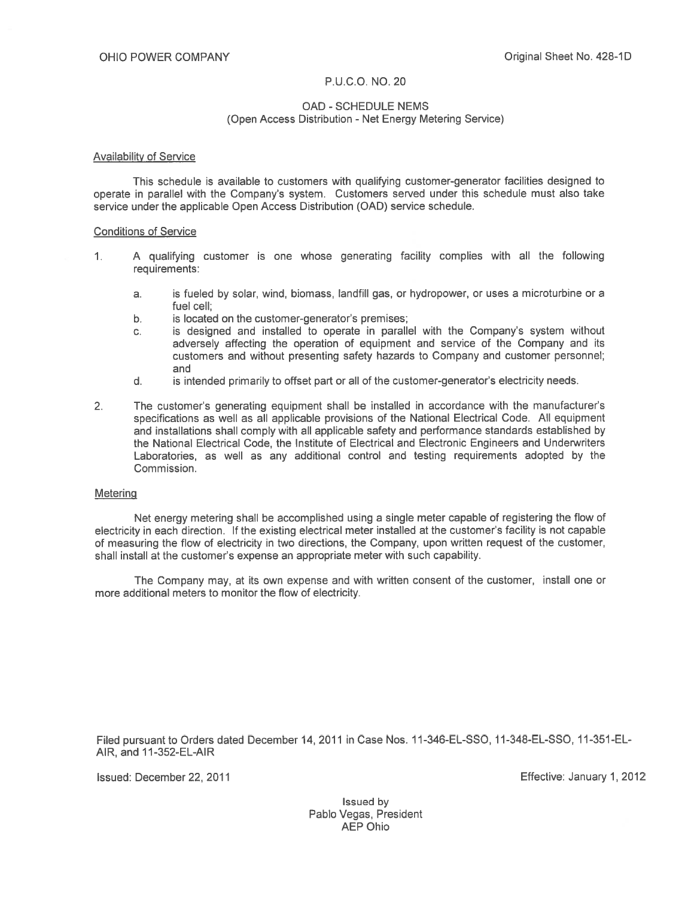OHIO POWER COMPANY | Original Sheet No. 428-1D

P.U.C.O. NO. 20

# OAD - SCHEDULE NEMS
## (Open Access Distribution - Net Energy Metering Service)

### Availability of Service

This schedule is available to customers with qualifying customer-generator facilities designed to operate in parallel with the Company's system. Customers served under this schedule must also take service under the applicable Open Access Distribution (OAD) service schedule.

### Conditions of Service

1. A qualifying customer is one whose generating facility complies with all the following requirements:

    a. is fueled by solar, wind, biomass, landfill gas, or hydropower, or uses a microturbine or a fuel cell;

    b. is located on the customer-generator's premises;

    c. is designed and installed to operate in parallel with the Company's system without adversely affecting the operation of equipment and service of the Company and its customers and without presenting safety hazards to Company and customer personnel; and

    d. is intended primarily to offset part or all of the customer-generator's electricity needs.

2. The customer's generating equipment shall be installed in accordance with the manufacturer's specifications as well as all applicable provisions of the National Electrical Code. All equipment and installations shall comply with all applicable safety and performance standards established by the National Electrical Code, the Institute of Electrical and Electronic Engineers and Underwriters Laboratories, as well as any additional control and testing requirements adopted by the Commission.

### Metering

Net energy metering shall be accomplished using a single meter capable of registering the flow of electricity in each direction. If the existing electrical meter installed at the customer's facility is not capable of measuring the flow of electricity in two directions, the Company, upon written request of the customer, shall install at the customer's expense an appropriate meter with such capability.

The Company may, at its own expense and with written consent of the customer, install one or more additional meters to monitor the flow of electricity.

Filed pursuant to Orders dated December 14, 2011 in Case Nos. 11-346-EL-SSO, 11-348-EL-SSO, 11-351-EL-AIR, and 11-352-EL-AIR

Issued: December 22, 2011 | Effective: January 1, 2012

Issued by
Pablo Vegas, President
AEP Ohio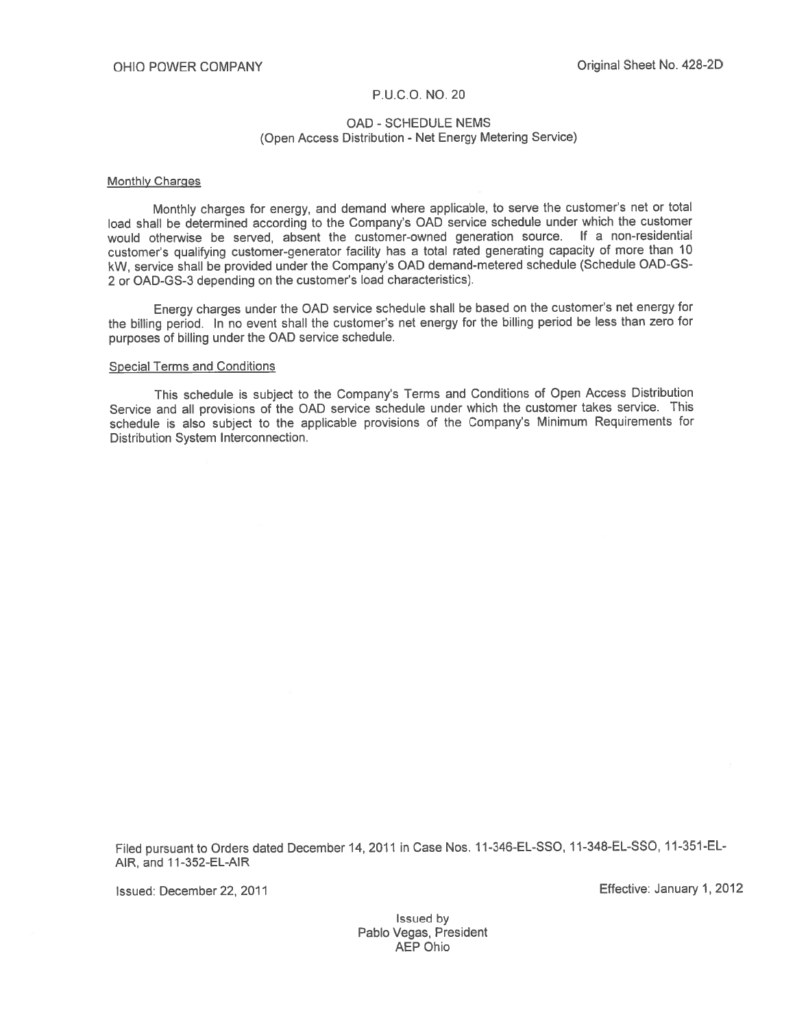OHIO POWER COMPANY Original Sheet No. 428-2D

P.U.C.O. NO. 20

# OAD - SCHEDULE NEMS
## (Open Access Distribution - Net Energy Metering Service)

### Monthly Charges

Monthly charges for energy, and demand where applicable, to serve the customer's net or total load shall be determined according to the Company's OAD service schedule under which the customer would otherwise be served, absent the customer-owned generation source. If a non-residential customer's qualifying customer-generator facility has a total rated generating capacity of more than 10 kW, service shall be provided under the Company's OAD demand-metered schedule (Schedule OAD-GS-2 or OAD-GS-3 depending on the customer's load characteristics).

Energy charges under the OAD service schedule shall be based on the customer's net energy for the billing period. In no event shall the customer's net energy for the billing period be less than zero for purposes of billing under the OAD service schedule.

### Special Terms and Conditions

This schedule is subject to the Company's Terms and Conditions of Open Access Distribution Service and all provisions of the OAD service schedule under which the customer takes service. This schedule is also subject to the applicable provisions of the Company's Minimum Requirements for Distribution System Interconnection.

Filed pursuant to Orders dated December 14, 2011 in Case Nos. 11-346-EL-SSO, 11-348-EL-SSO, 11-351-EL-AIR, and 11-352-EL-AIR

Issued: December 22, 2011 Effective: January 1, 2012

Issued by
Pablo Vegas, President
AEP Ohio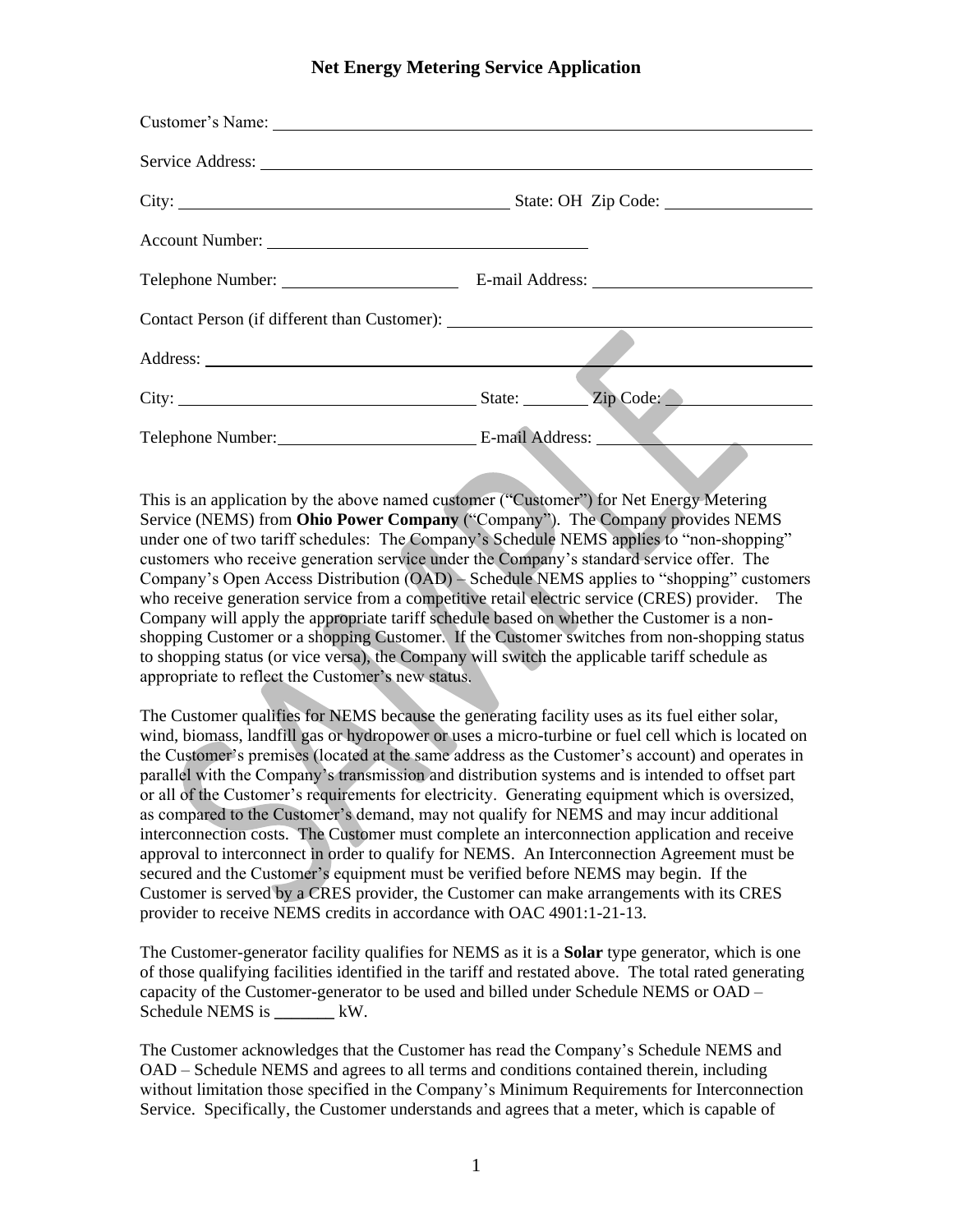# Net Energy Metering Service Application

Customer's Name: ______________________________________________

Service Address: ______________________________________________

City: ______________________________ State: OH Zip Code: ____________

Account Number: ____________________________

Telephone Number: ________________ E-mail Address: ____________________

Contact Person (if different than Customer): ______________________________

Address: ______________________________________________

City: ____________________________ State: ______ Zip Code: ____________

Telephone Number: __________________ E-mail Address: ____________________

This is an application by the above named customer ("Customer") for Net Energy Metering Service (NEMS) from **Ohio Power Company** ("Company"). The Company provides NEMS under one of two tariff schedules: The Company's Schedule NEMS applies to "non-shopping" customers who receive generation service under the Company's standard service offer. The Company's Open Access Distribution (OAD) – Schedule NEMS applies to "shopping" customers who receive generation service from a competitive retail electric service (CRES) provider. The Company will apply the appropriate tariff schedule based on whether the Customer is a non-shopping Customer or a shopping Customer. If the Customer switches from non-shopping status to shopping status (or vice versa), the Company will switch the applicable tariff schedule as appropriate to reflect the Customer's new status.

The Customer qualifies for NEMS because the generating facility uses as its fuel either solar, wind, biomass, landfill gas or hydropower or uses a micro-turbine or fuel cell which is located on the Customer's premises (located at the same address as the Customer's account) and operates in parallel with the Company's transmission and distribution systems and is intended to offset part or all of the Customer's requirements for electricity. Generating equipment which is oversized, as compared to the Customer's demand, may not qualify for NEMS and may incur additional interconnection costs. The Customer must complete an interconnection application and receive approval to interconnect in order to qualify for NEMS. An Interconnection Agreement must be secured and the Customer's equipment must be verified before NEMS may begin. If the Customer is served by a CRES provider, the Customer can make arrangements with its CRES provider to receive NEMS credits in accordance with OAC 4901:1-21-13.

The Customer-generator facility qualifies for NEMS as it is a **Solar** type generator, which is one of those qualifying facilities identified in the tariff and restated above. The total rated generating capacity of the Customer-generator to be used and billed under Schedule NEMS or OAD – Schedule NEMS is _______ kW.

The Customer acknowledges that the Customer has read the Company's Schedule NEMS and OAD – Schedule NEMS and agrees to all terms and conditions contained therein, including without limitation those specified in the Company's Minimum Requirements for Interconnection Service. Specifically, the Customer understands and agrees that a meter, which is capable of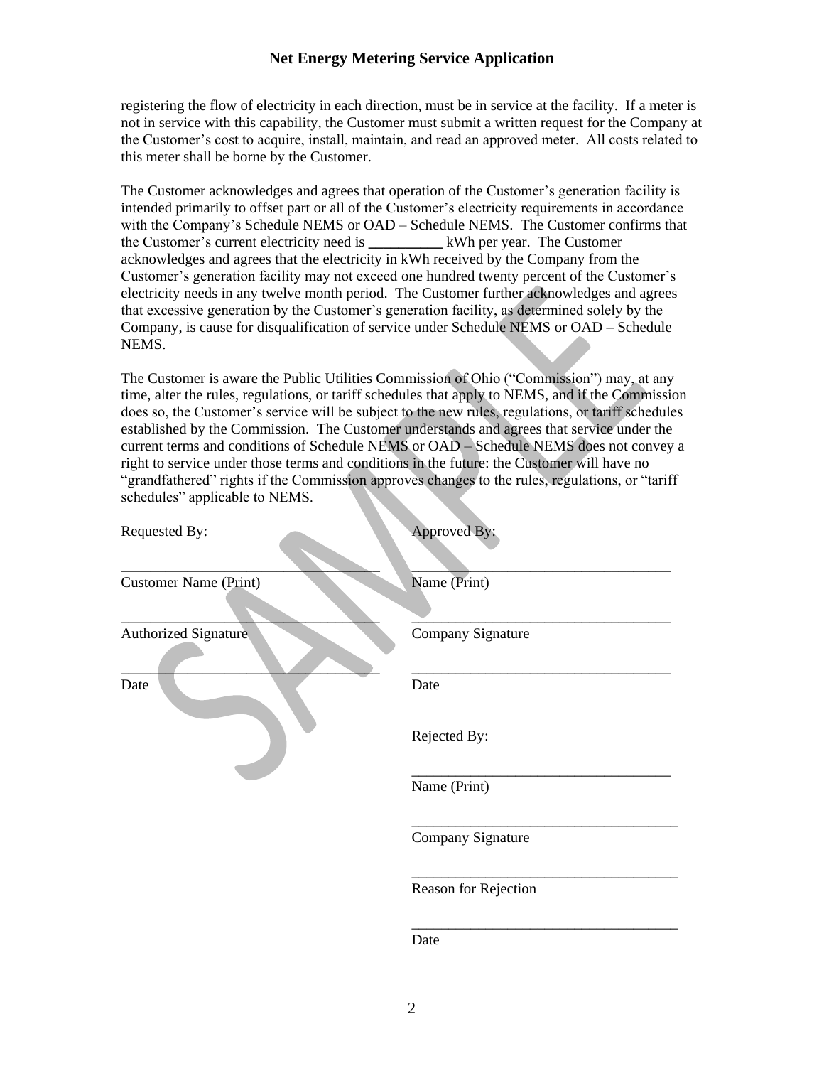registering the flow of electricity in each direction, must be in service at the facility. If a meter is not in service with this capability, the Customer must submit a written request for the Company at the Customer's cost to acquire, install, maintain, and read an approved meter. All costs related to this meter shall be borne by the Customer.

The Customer acknowledges and agrees that operation of the Customer's generation facility is intended primarily to offset part or all of the Customer's electricity requirements in accordance with the Company's Schedule NEMS or OAD – Schedule NEMS. The Customer confirms that the Customer's current electricity need is __________ kWh per year. The Customer acknowledges and agrees that the electricity in kWh received by the Company from the Customer's generation facility may not exceed one hundred twenty percent of the Customer's electricity needs in any twelve month period. The Customer further acknowledges and agrees that excessive generation by the Customer's generation facility, as determined solely by the Company, is cause for disqualification of service under Schedule NEMS or OAD – Schedule NEMS.

The Customer is aware the Public Utilities Commission of Ohio ("Commission") may, at any time, alter the rules, regulations, or tariff schedules that apply to NEMS, and if the Commission does so, the Customer's service will be subject to the new rules, regulations, or tariff schedules established by the Commission. The Customer understands and agrees that service under the current terms and conditions of Schedule NEMS or OAD – Schedule NEMS does not convey a right to service under those terms and conditions in the future: the Customer will have no "grandfathered" rights if the Commission approves changes to the rules, regulations, or "tariff schedules" applicable to NEMS.

Requested By:

___________________________________
Customer Name (Print)

___________________________________
Authorized Signature

___________________________________
Date

Approved By:

___________________________________
Name (Print)

___________________________________
Company Signature

___________________________________
Date

Rejected By:

___________________________________
Name (Print)

___________________________________
Company Signature

___________________________________
Reason for Rejection

___________________________________
Date

SAMPLE